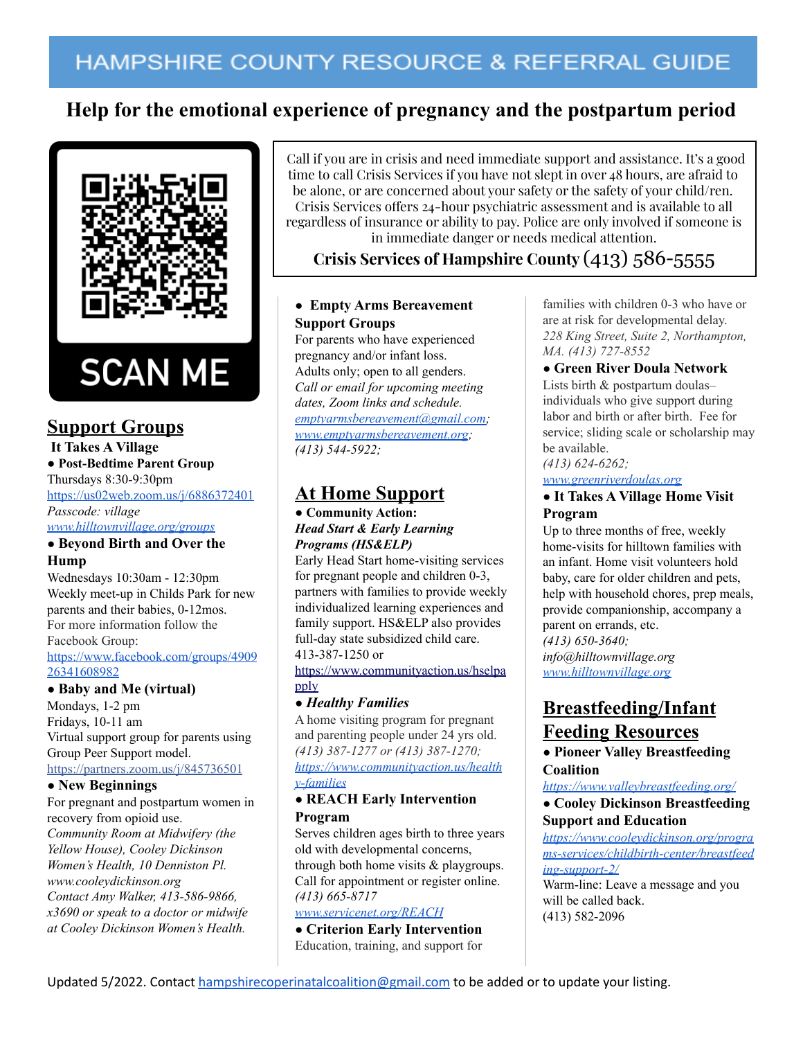# HAMPSHIRE COUNTY RESOURCE & REFERRAL GUIDE

## Help for the emotional experience of pregnancy and the postpartum period

SCAN ME

Call if you are in crisis and need immediate support and assistance. It's a good time to call Crisis Services if you have not slept in over 48 hours, are afraid to be alone, or are concerned about your safety or the safety of your child/ren. Crisis Services offers 24-hour psychiatric assessment and is available to all regardless of insurance or ability to pay. Police are only involved if someone is in immediate danger or needs medical attention.

**Crisis Services of Hampshire County (413) 586-5555**

## Support Groups

**It Takes A Village**

- **Post-Bedtime Parent Group**

Thursdays 8:30-9:30pm
https://us02web.zoom.us/j/6886372401
*Passcode: village*
*www.hilltownvillage.org/groups*

- **Beyond Birth and Over the Hump**

Wednesdays 10:30am - 12:30pm
Weekly meet-up in Childs Park for new parents and their babies, 0-12mos.
For more information follow the Facebook Group:
https://www.facebook.com/groups/490926341608982

- **Baby and Me (virtual)**

Mondays, 1-2 pm
Fridays, 10-11 am
Virtual support group for parents using Group Peer Support model.
https://partners.zoom.us/j/845736501

- **New Beginnings**

For pregnant and postpartum women in recovery from opioid use.
*Community Room at Midwifery (the Yellow House), Cooley Dickinson Women's Health, 10 Denniston Pl. www.cooleydickinson.org Contact Amy Walker, 413-586-9866, x3690 or speak to a doctor or midwife at Cooley Dickinson Women's Health.*

- **Empty Arms Bereavement Support Groups**

For parents who have experienced pregnancy and/or infant loss.
Adults only; open to all genders.
*Call or email for upcoming meeting dates, Zoom links and schedule.*
*emptyarmsbereavement@gmail.com; www.emptyarmsbereavement.org; (413) 544-5922;*

## At Home Support

- **Community Action:** ***Head Start & Early Learning Programs (HS&ELP)***

Early Head Start home-visiting services for pregnant people and children 0-3, partners with families to provide weekly individualized learning experiences and family support. HS&ELP also provides full-day state subsidized child care.
413-387-1250 or
https://www.communityaction.us/hselpapply

- ***Healthy Families***

A home visiting program for pregnant and parenting people under 24 yrs old.
*(413) 387-1277 or (413) 387-1270; https://www.communityaction.us/healthy-families*

- **REACH Early Intervention Program**

Serves children ages birth to three years old with developmental concerns, through both home visits & playgroups. Call for appointment or register online.
*(413) 665-8717*
*www.servicenet.org/REACH*

- **Criterion Early Intervention**

Education, training, and support for families with children 0-3 who have or are at risk for developmental delay.
*228 King Street, Suite 2, Northampton, MA. (413) 727-8552*

- **Green River Doula Network**

Lists birth & postpartum doulas– individuals who give support during labor and birth or after birth. Fee for service; sliding scale or scholarship may be available.
*(413) 624-6262;*
*www.greenriverdoulas.org*

- **It Takes A Village Home Visit Program**

Up to three months of free, weekly home-visits for hilltown families with an infant. Home visit volunteers hold baby, care for older children and pets, help with household chores, prep meals, provide companionship, accompany a parent on errands, etc.
*(413) 650-3640;*
*info@hilltownvillage.org*
*www.hilltownvillage.org*

## Breastfeeding/Infant Feeding Resources

- **Pioneer Valley Breastfeeding Coalition**

*https://www.valleybreastfeeding.org/*

- **Cooley Dickinson Breastfeeding Support and Education**

*https://www.cooleydickinson.org/programs-services/childbirth-center/breastfeeding-support-2/*
Warm-line: Leave a message and you will be called back.
(413) 582-2096

Updated 5/2022. Contact hampshirecoperinatalcoalition@gmail.com to be added or to update your listing.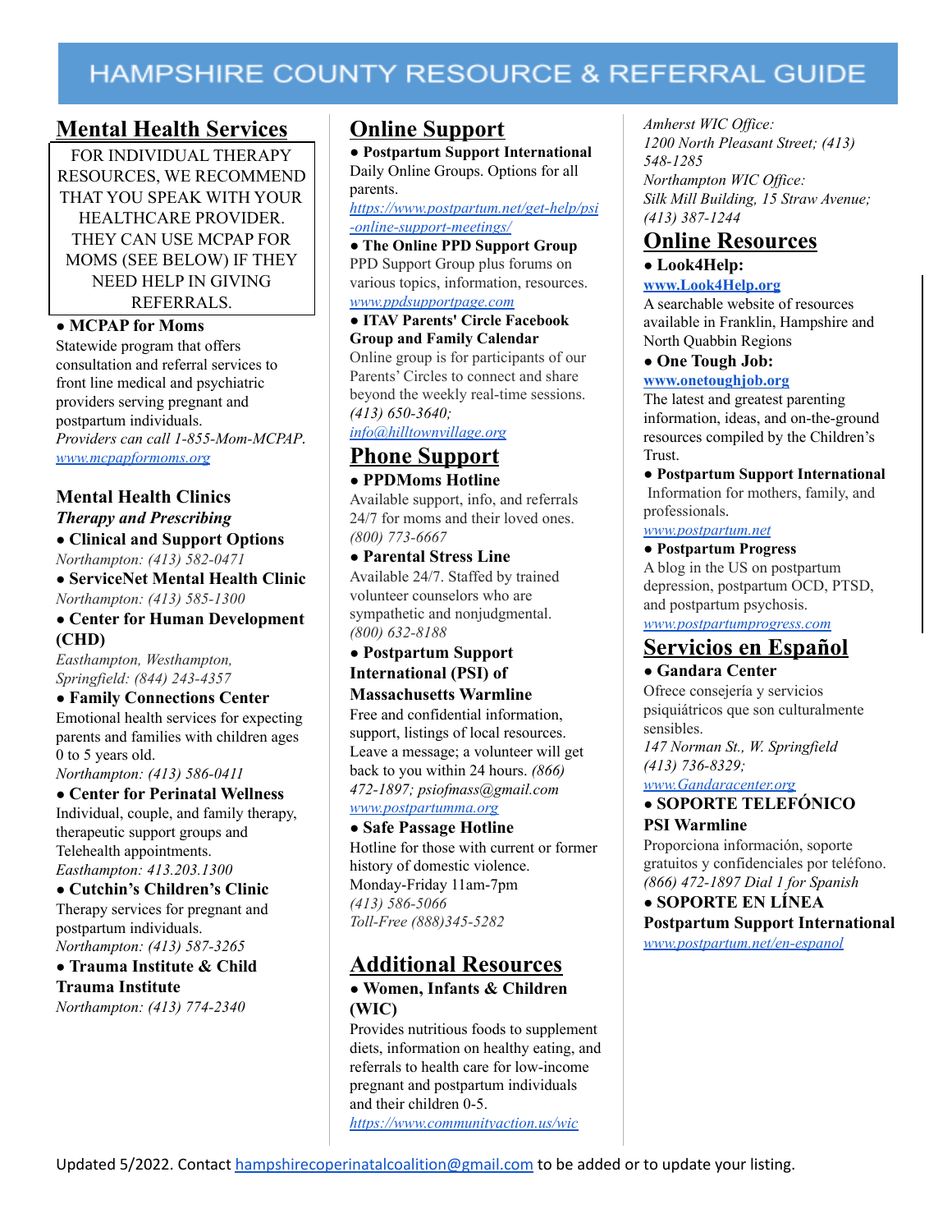# HAMPSHIRE COUNTY RESOURCE & REFERRAL GUIDE

## Mental Health Services

FOR INDIVIDUAL THERAPY RESOURCES, WE RECOMMEND THAT YOU SPEAK WITH YOUR HEALTHCARE PROVIDER. THEY CAN USE MCPAP FOR MOMS (SEE BELOW) IF THEY NEED HELP IN GIVING REFERRALS.

- **MCPAP for Moms**
  Statewide program that offers consultation and referral services to front line medical and psychiatric providers serving pregnant and postpartum individuals.
  *Providers can call 1-855-Mom-MCPAP.*
  *www.mcpapformoms.org*

### Mental Health Clinics

***Therapy and Prescribing***

- **Clinical and Support Options**
  *Northampton: (413) 582-0471*
- **ServiceNet Mental Health Clinic**
  *Northampton: (413) 585-1300*
- **Center for Human Development (CHD)**
  *Easthampton, Westhampton, Springfield: (844) 243-4357*
- **Family Connections Center**
  Emotional health services for expecting parents and families with children ages 0 to 5 years old.
  *Northampton: (413) 586-0411*
- **Center for Perinatal Wellness**
  Individual, couple, and family therapy, therapeutic support groups and Telehealth appointments.
  *Easthampton: 413.203.1300*
- **Cutchin's Children's Clinic**
  Therapy services for pregnant and postpartum individuals.
  *Northampton: (413) 587-3265*
- **Trauma Institute & Child Trauma Institute**
  *Northampton: (413) 774-2340*

## Online Support

- **Postpartum Support International**
  Daily Online Groups. Options for all parents.
  *https://www.postpartum.net/get-help/psi-online-support-meetings/*
- **The Online PPD Support Group**
  PPD Support Group plus forums on various topics, information, resources.
  *www.ppdsupportpage.com*
- **ITAV Parents' Circle Facebook Group and Family Calendar**
  Online group is for participants of our Parents' Circles to connect and share beyond the weekly real-time sessions.
  *(413) 650-3640; info@hilltownvillage.org*

## Phone Support

- **PPDMoms Hotline**
  Available support, info, and referrals 24/7 for moms and their loved ones.
  *(800) 773-6667*
- **Parental Stress Line**
  Available 24/7. Staffed by trained volunteer counselors who are sympathetic and nonjudgmental.
  *(800) 632-8188*
- **Postpartum Support International (PSI) of Massachusetts Warmline**
  Free and confidential information, support, listings of local resources. Leave a message; a volunteer will get back to you within 24 hours. *(866) 472-1897; psiofmass@gmail.com*
  *www.postpartumma.org*
- **Safe Passage Hotline**
  Hotline for those with current or former history of domestic violence.
  Monday-Friday 11am-7pm
  *(413) 586-5066*
  *Toll-Free (888)345-5282*

## Additional Resources

- **Women, Infants & Children (WIC)**
  Provides nutritious foods to supplement diets, information on healthy eating, and referrals to health care for low-income pregnant and postpartum individuals and their children 0-5.
  *https://www.communityaction.us/wic*
  *Amherst WIC Office: 1200 North Pleasant Street; (413) 548-1285*
  *Northampton WIC Office: Silk Mill Building, 15 Straw Avenue; (413) 387-1244*

## Online Resources

- **Look4Help:**
  **www.Look4Help.org**
  A searchable website of resources available in Franklin, Hampshire and North Quabbin Regions
- **One Tough Job:**
  **www.onetoughjob.org**
  The latest and greatest parenting information, ideas, and on-the-ground resources compiled by the Children's Trust.
- **Postpartum Support International**
  Information for mothers, family, and professionals.
  *www.postpartum.net*
- **Postpartum Progress**
  A blog in the US on postpartum depression, postpartum OCD, PTSD, and postpartum psychosis.
  *www.postpartumprogress.com*

## Servicios en Español

- **Gandara Center**
  Ofrece consejería y servicios psiquiátricos que son culturalmente sensibles.
  *147 Norman St., W. Springfield*
  *(413) 736-8329;*
  *www.Gandaracenter.org*
- **SOPORTE TELEFÓNICO PSI Warmline**
  Proporciona información, soporte gratuitos y confidenciales por teléfono.
  *(866) 472-1897 Dial 1 for Spanish*
- **SOPORTE EN LÍNEA Postpartum Support International**
  *www.postpartum.net/en-espanol*

Updated 5/2022. Contact hampshirecoperinatalcoalition@gmail.com to be added or to update your listing.